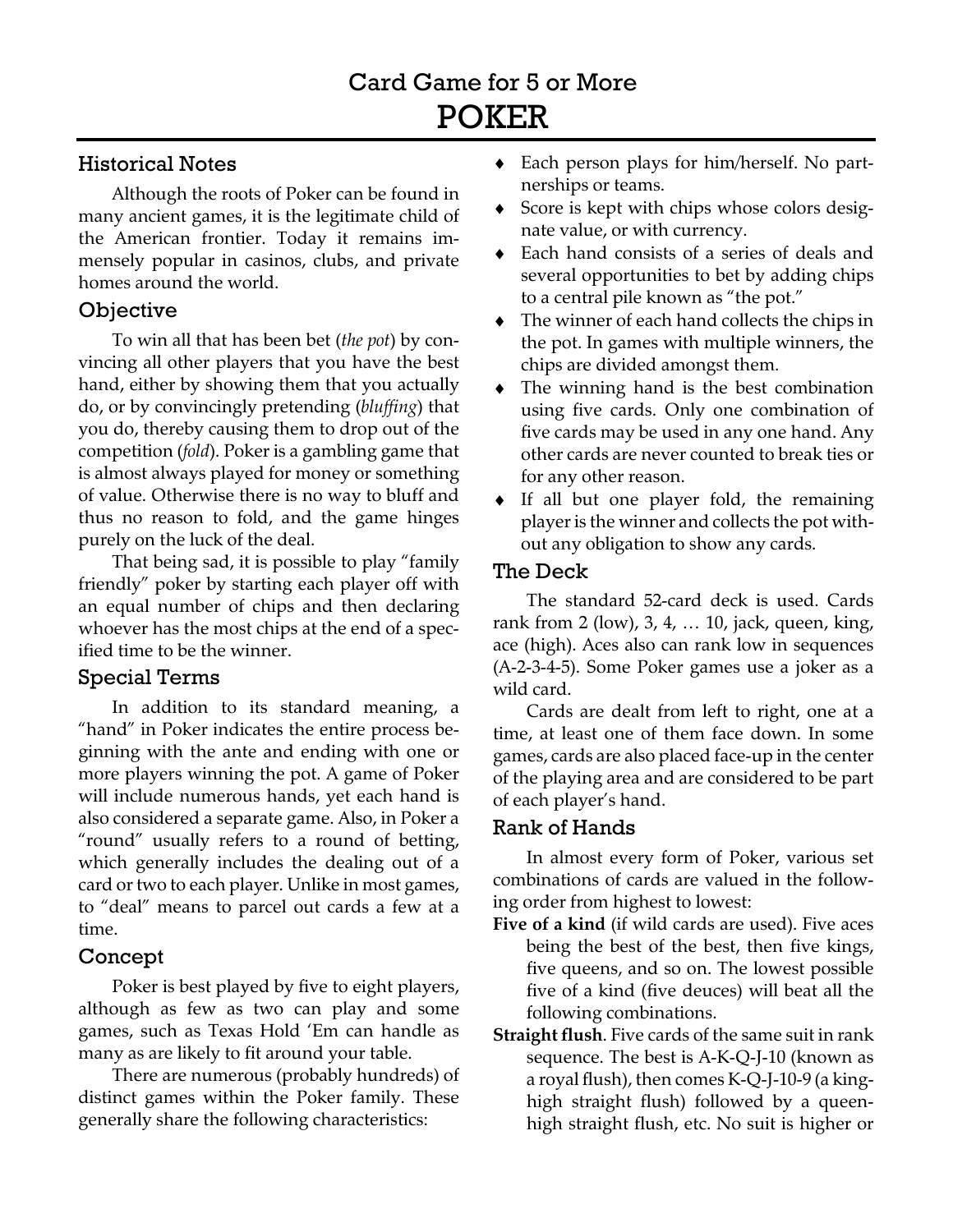# Card Game for 5 or More
# POKER

## Historical Notes

Although the roots of Poker can be found in many ancient games, it is the legitimate child of the American frontier. Today it remains immensely popular in casinos, clubs, and private homes around the world.

## Objective

To win all that has been bet (*the pot*) by convincing all other players that you have the best hand, either by showing them that you actually do, or by convincingly pretending (*bluffing*) that you do, thereby causing them to drop out of the competition (*fold*). Poker is a gambling game that is almost always played for money or something of value. Otherwise there is no way to bluff and thus no reason to fold, and the game hinges purely on the luck of the deal.

That being sad, it is possible to play "family friendly" poker by starting each player off with an equal number of chips and then declaring whoever has the most chips at the end of a specified time to be the winner.

## Special Terms

In addition to its standard meaning, a "hand" in Poker indicates the entire process beginning with the ante and ending with one or more players winning the pot. A game of Poker will include numerous hands, yet each hand is also considered a separate game. Also, in Poker a "round" usually refers to a round of betting, which generally includes the dealing out of a card or two to each player. Unlike in most games, to "deal" means to parcel out cards a few at a time.

## Concept

Poker is best played by five to eight players, although as few as two can play and some games, such as Texas Hold 'Em can handle as many as are likely to fit around your table.

There are numerous (probably hundreds) of distinct games within the Poker family. These generally share the following characteristics:

- Each person plays for him/herself. No partnerships or teams.
- Score is kept with chips whose colors designate value, or with currency.
- Each hand consists of a series of deals and several opportunities to bet by adding chips to a central pile known as "the pot."
- The winner of each hand collects the chips in the pot. In games with multiple winners, the chips are divided amongst them.
- The winning hand is the best combination using five cards. Only one combination of five cards may be used in any one hand. Any other cards are never counted to break ties or for any other reason.
- If all but one player fold, the remaining player is the winner and collects the pot without any obligation to show any cards.

## The Deck

The standard 52-card deck is used. Cards rank from 2 (low), 3, 4, … 10, jack, queen, king, ace (high). Aces also can rank low in sequences (A-2-3-4-5). Some Poker games use a joker as a wild card.

Cards are dealt from left to right, one at a time, at least one of them face down. In some games, cards are also placed face-up in the center of the playing area and are considered to be part of each player's hand.

## Rank of Hands

In almost every form of Poker, various set combinations of cards are valued in the following order from highest to lowest:

**Five of a kind** (if wild cards are used). Five aces being the best of the best, then five kings, five queens, and so on. The lowest possible five of a kind (five deuces) will beat all the following combinations.

**Straight flush**. Five cards of the same suit in rank sequence. The best is A-K-Q-J-10 (known as a royal flush), then comes K-Q-J-10-9 (a king-high straight flush) followed by a queen-high straight flush, etc. No suit is higher or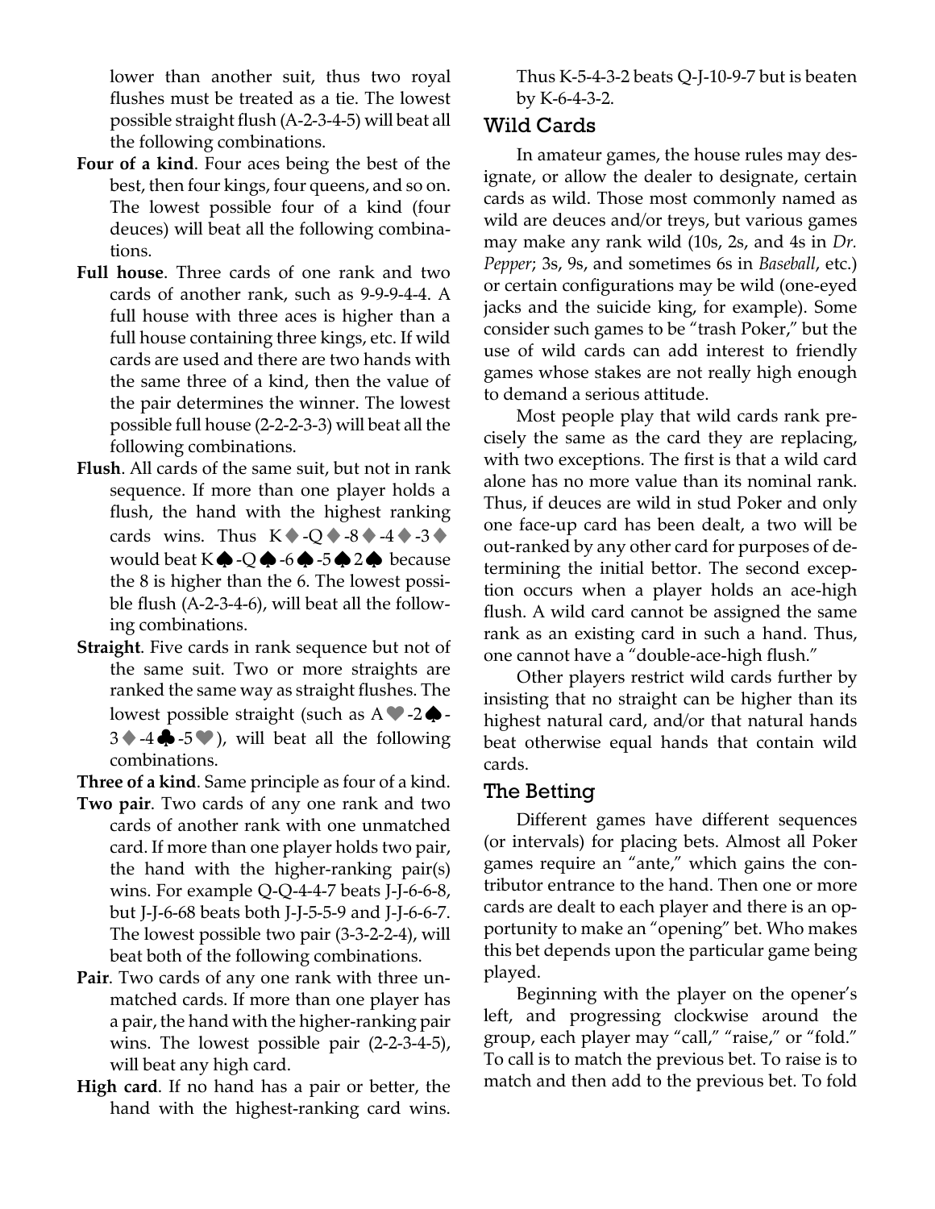lower than another suit, thus two royal flushes must be treated as a tie. The lowest possible straight flush (A-2-3-4-5) will beat all the following combinations.

**Four of a kind**. Four aces being the best of the best, then four kings, four queens, and so on. The lowest possible four of a kind (four deuces) will beat all the following combinations.

**Full house**. Three cards of one rank and two cards of another rank, such as 9-9-9-4-4. A full house with three aces is higher than a full house containing three kings, etc. If wild cards are used and there are two hands with the same three of a kind, then the value of the pair determines the winner. The lowest possible full house (2-2-2-3-3) will beat all the following combinations.

**Flush**. All cards of the same suit, but not in rank sequence. If more than one player holds a flush, the hand with the highest ranking cards wins. Thus K♦-Q♦-8♦-4♦-3♦ would beat K♠-Q♠-6♠-5♠2♠ because the 8 is higher than the 6. The lowest possible flush (A-2-3-4-6), will beat all the following combinations.

**Straight**. Five cards in rank sequence but not of the same suit. Two or more straights are ranked the same way as straight flushes. The lowest possible straight (such as A♥-2♠-3♦-4♣-5♥), will beat all the following combinations.

**Three of a kind**. Same principle as four of a kind.

**Two pair**. Two cards of any one rank and two cards of another rank with one unmatched card. If more than one player holds two pair, the hand with the higher-ranking pair(s) wins. For example Q-Q-4-4-7 beats J-J-6-6-8, but J-J-6-68 beats both J-J-5-5-9 and J-J-6-6-7. The lowest possible two pair (3-3-2-2-4), will beat both of the following combinations.

**Pair**. Two cards of any one rank with three unmatched cards. If more than one player has a pair, the hand with the higher-ranking pair wins. The lowest possible pair (2-2-3-4-5), will beat any high card.

**High card**. If no hand has a pair or better, the hand with the highest-ranking card wins. Thus K-5-4-3-2 beats Q-J-10-9-7 but is beaten by K-6-4-3-2.

## Wild Cards

In amateur games, the house rules may designate, or allow the dealer to designate, certain cards as wild. Those most commonly named as wild are deuces and/or treys, but various games may make any rank wild (10s, 2s, and 4s in *Dr. Pepper*; 3s, 9s, and sometimes 6s in *Baseball*, etc.) or certain configurations may be wild (one-eyed jacks and the suicide king, for example). Some consider such games to be "trash Poker," but the use of wild cards can add interest to friendly games whose stakes are not really high enough to demand a serious attitude.

Most people play that wild cards rank precisely the same as the card they are replacing, with two exceptions. The first is that a wild card alone has no more value than its nominal rank. Thus, if deuces are wild in stud Poker and only one face-up card has been dealt, a two will be out-ranked by any other card for purposes of determining the initial bettor. The second exception occurs when a player holds an ace-high flush. A wild card cannot be assigned the same rank as an existing card in such a hand. Thus, one cannot have a "double-ace-high flush."

Other players restrict wild cards further by insisting that no straight can be higher than its highest natural card, and/or that natural hands beat otherwise equal hands that contain wild cards.

## The Betting

Different games have different sequences (or intervals) for placing bets. Almost all Poker games require an "ante," which gains the contributor entrance to the hand. Then one or more cards are dealt to each player and there is an opportunity to make an "opening" bet. Who makes this bet depends upon the particular game being played.

Beginning with the player on the opener's left, and progressing clockwise around the group, each player may "call," "raise," or "fold." To call is to match the previous bet. To raise is to match and then add to the previous bet. To fold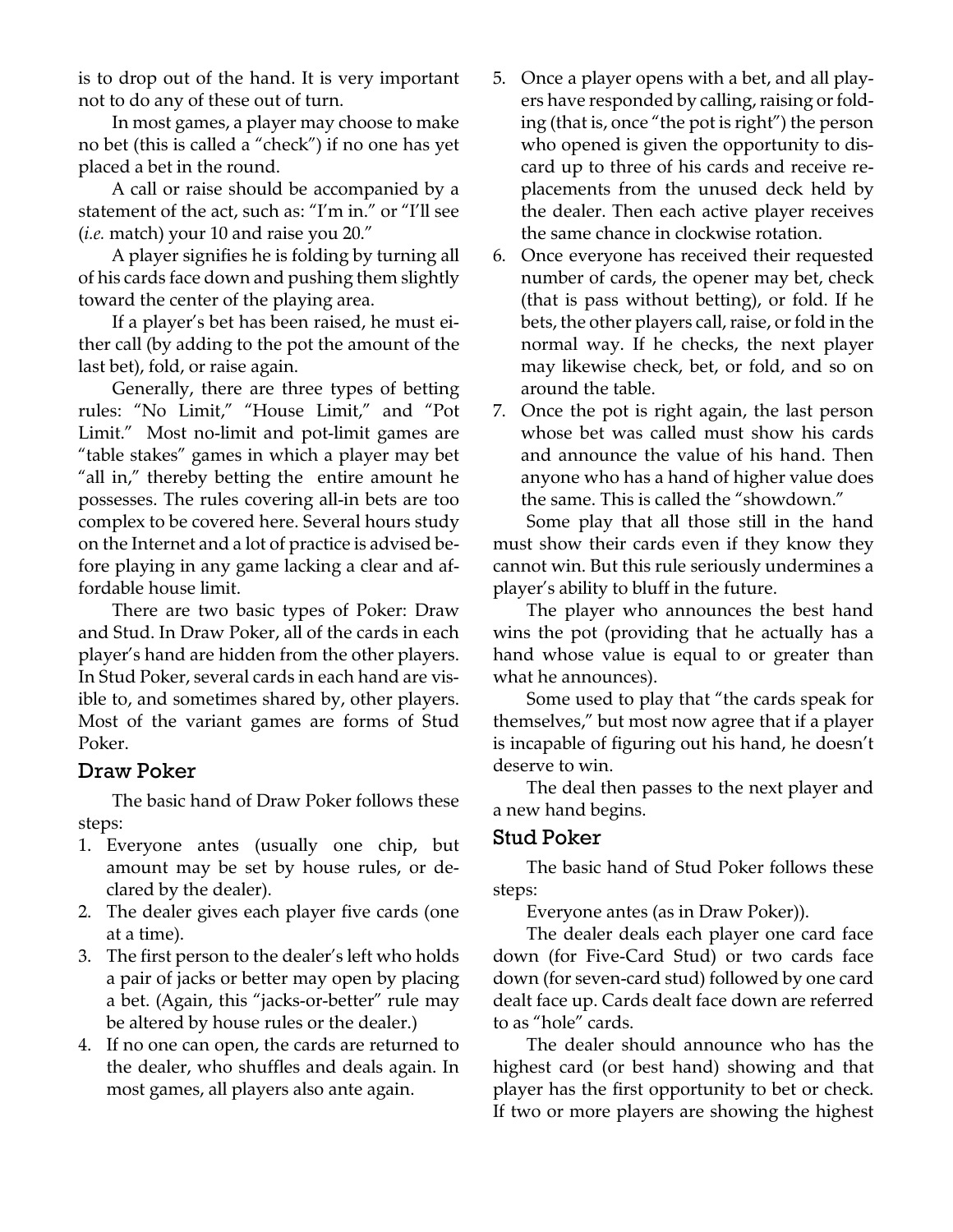is to drop out of the hand. It is very important not to do any of these out of turn.

In most games, a player may choose to make no bet (this is called a "check") if no one has yet placed a bet in the round.

A call or raise should be accompanied by a statement of the act, such as: "I'm in." or "I'll see (*i.e.* match) your 10 and raise you 20."

A player signifies he is folding by turning all of his cards face down and pushing them slightly toward the center of the playing area.

If a player's bet has been raised, he must either call (by adding to the pot the amount of the last bet), fold, or raise again.

Generally, there are three types of betting rules: "No Limit," "House Limit," and "Pot Limit." Most no-limit and pot-limit games are "table stakes" games in which a player may bet "all in," thereby betting the entire amount he possesses. The rules covering all-in bets are too complex to be covered here. Several hours study on the Internet and a lot of practice is advised before playing in any game lacking a clear and affordable house limit.

There are two basic types of Poker: Draw and Stud. In Draw Poker, all of the cards in each player's hand are hidden from the other players. In Stud Poker, several cards in each hand are visible to, and sometimes shared by, other players. Most of the variant games are forms of Stud Poker.

## Draw Poker

The basic hand of Draw Poker follows these steps:

1. Everyone antes (usually one chip, but amount may be set by house rules, or declared by the dealer).
2. The dealer gives each player five cards (one at a time).
3. The first person to the dealer's left who holds a pair of jacks or better may open by placing a bet. (Again, this "jacks-or-better" rule may be altered by house rules or the dealer.)
4. If no one can open, the cards are returned to the dealer, who shuffles and deals again. In most games, all players also ante again.
5. Once a player opens with a bet, and all players have responded by calling, raising or folding (that is, once "the pot is right") the person who opened is given the opportunity to discard up to three of his cards and receive replacements from the unused deck held by the dealer. Then each active player receives the same chance in clockwise rotation.
6. Once everyone has received their requested number of cards, the opener may bet, check (that is pass without betting), or fold. If he bets, the other players call, raise, or fold in the normal way. If he checks, the next player may likewise check, bet, or fold, and so on around the table.
7. Once the pot is right again, the last person whose bet was called must show his cards and announce the value of his hand. Then anyone who has a hand of higher value does the same. This is called the "showdown."

Some play that all those still in the hand must show their cards even if they know they cannot win. But this rule seriously undermines a player's ability to bluff in the future.

The player who announces the best hand wins the pot (providing that he actually has a hand whose value is equal to or greater than what he announces).

Some used to play that "the cards speak for themselves," but most now agree that if a player is incapable of figuring out his hand, he doesn't deserve to win.

The deal then passes to the next player and a new hand begins.

## Stud Poker

The basic hand of Stud Poker follows these steps:

Everyone antes (as in Draw Poker)).

The dealer deals each player one card face down (for Five-Card Stud) or two cards face down (for seven-card stud) followed by one card dealt face up. Cards dealt face down are referred to as "hole" cards.

The dealer should announce who has the highest card (or best hand) showing and that player has the first opportunity to bet or check. If two or more players are showing the highest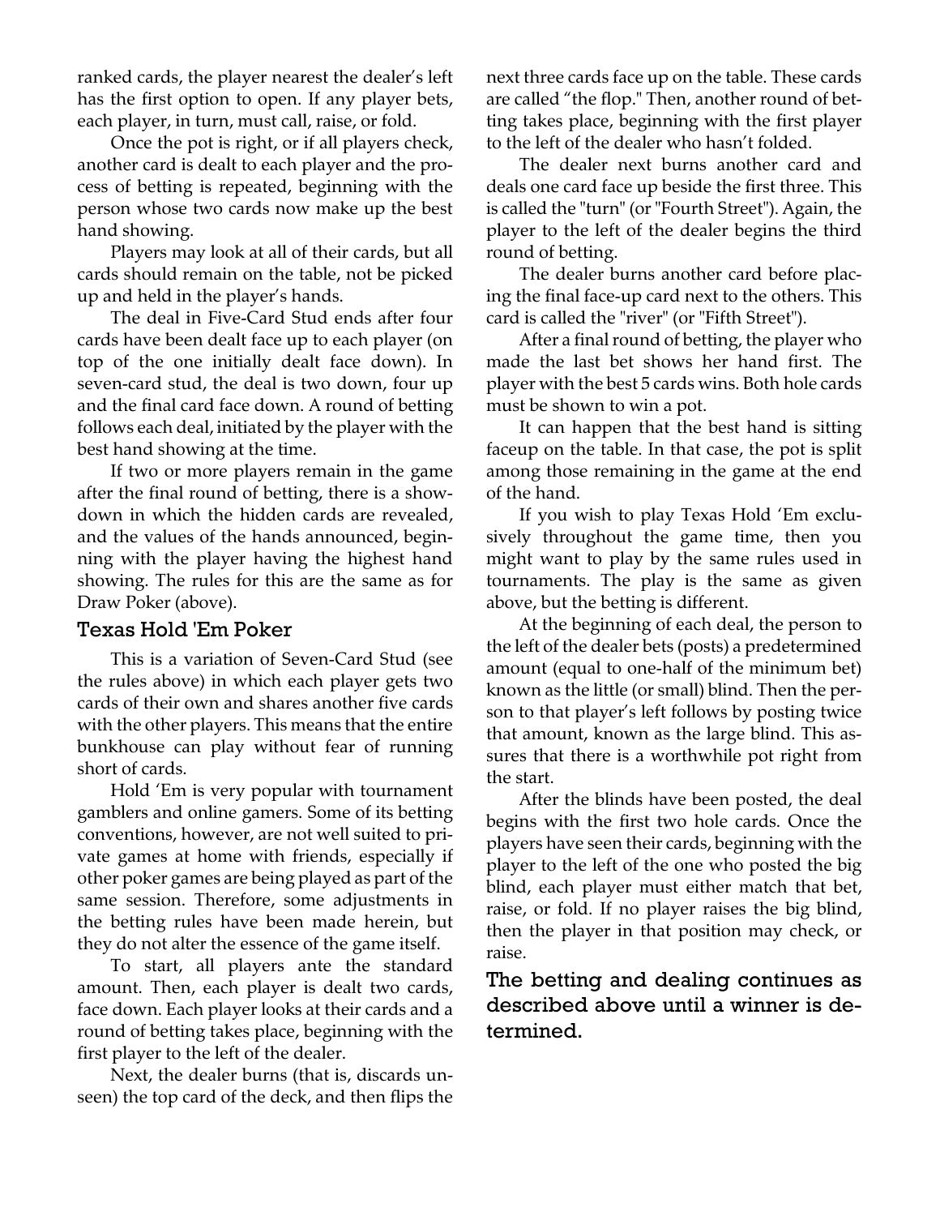ranked cards, the player nearest the dealer's left has the first option to open. If any player bets, each player, in turn, must call, raise, or fold.

Once the pot is right, or if all players check, another card is dealt to each player and the process of betting is repeated, beginning with the person whose two cards now make up the best hand showing.

Players may look at all of their cards, but all cards should remain on the table, not be picked up and held in the player's hands.

The deal in Five-Card Stud ends after four cards have been dealt face up to each player (on top of the one initially dealt face down). In seven-card stud, the deal is two down, four up and the final card face down. A round of betting follows each deal, initiated by the player with the best hand showing at the time.

If two or more players remain in the game after the final round of betting, there is a showdown in which the hidden cards are revealed, and the values of the hands announced, beginning with the player having the highest hand showing. The rules for this are the same as for Draw Poker (above).

## Texas Hold 'Em Poker

This is a variation of Seven-Card Stud (see the rules above) in which each player gets two cards of their own and shares another five cards with the other players. This means that the entire bunkhouse can play without fear of running short of cards.

Hold 'Em is very popular with tournament gamblers and online gamers. Some of its betting conventions, however, are not well suited to private games at home with friends, especially if other poker games are being played as part of the same session. Therefore, some adjustments in the betting rules have been made herein, but they do not alter the essence of the game itself.

To start, all players ante the standard amount. Then, each player is dealt two cards, face down. Each player looks at their cards and a round of betting takes place, beginning with the first player to the left of the dealer.

Next, the dealer burns (that is, discards unseen) the top card of the deck, and then flips the next three cards face up on the table. These cards are called "the flop." Then, another round of betting takes place, beginning with the first player to the left of the dealer who hasn't folded.

The dealer next burns another card and deals one card face up beside the first three. This is called the "turn" (or "Fourth Street"). Again, the player to the left of the dealer begins the third round of betting.

The dealer burns another card before placing the final face-up card next to the others. This card is called the "river" (or "Fifth Street").

After a final round of betting, the player who made the last bet shows her hand first. The player with the best 5 cards wins. Both hole cards must be shown to win a pot.

It can happen that the best hand is sitting faceup on the table. In that case, the pot is split among those remaining in the game at the end of the hand.

If you wish to play Texas Hold 'Em exclusively throughout the game time, then you might want to play by the same rules used in tournaments. The play is the same as given above, but the betting is different.

At the beginning of each deal, the person to the left of the dealer bets (posts) a predetermined amount (equal to one-half of the minimum bet) known as the little (or small) blind. Then the person to that player's left follows by posting twice that amount, known as the large blind. This assures that there is a worthwhile pot right from the start.

After the blinds have been posted, the deal begins with the first two hole cards. Once the players have seen their cards, beginning with the player to the left of the one who posted the big blind, each player must either match that bet, raise, or fold. If no player raises the big blind, then the player in that position may check, or raise.

**The betting and dealing continues as described above until a winner is determined.**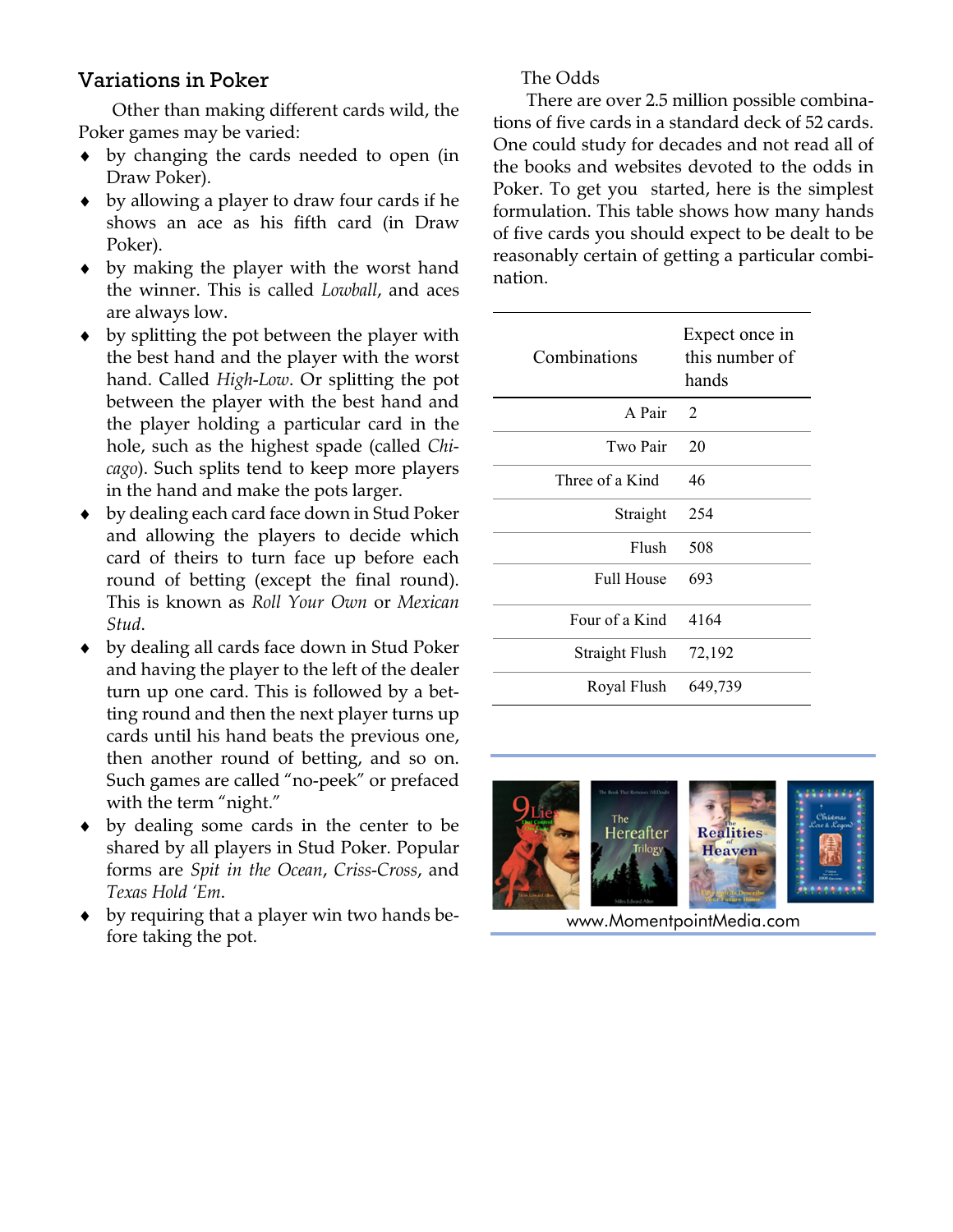## Variations in Poker

Other than making different cards wild, the Poker games may be varied:

- by changing the cards needed to open (in Draw Poker).
- by allowing a player to draw four cards if he shows an ace as his fifth card (in Draw Poker).
- by making the player with the worst hand the winner. This is called *Lowball*, and aces are always low.
- by splitting the pot between the player with the best hand and the player with the worst hand. Called *High-Low*. Or splitting the pot between the player with the best hand and the player holding a particular card in the hole, such as the highest spade (called *Chicago*). Such splits tend to keep more players in the hand and make the pots larger.
- by dealing each card face down in Stud Poker and allowing the players to decide which card of theirs to turn face up before each round of betting (except the final round). This is known as *Roll Your Own* or *Mexican Stud*.
- by dealing all cards face down in Stud Poker and having the player to the left of the dealer turn up one card. This is followed by a betting round and then the next player turns up cards until his hand beats the previous one, then another round of betting, and so on. Such games are called "no-peek" or prefaced with the term "night."
- by dealing some cards in the center to be shared by all players in Stud Poker. Popular forms are *Spit in the Ocean*, *Criss-Cross*, and *Texas Hold 'Em*.
- by requiring that a player win two hands before taking the pot.

### The Odds

There are over 2.5 million possible combinations of five cards in a standard deck of 52 cards. One could study for decades and not read all of the books and websites devoted to the odds in Poker. To get you started, here is the simplest formulation. This table shows how many hands of five cards you should expect to be dealt to be reasonably certain of getting a particular combination.

| Combinations | Expect once in this number of hands |
|---|---|
| A Pair | 2 |
| Two Pair | 20 |
| Three of a Kind | 46 |
| Straight | 254 |
| Flush | 508 |
| Full House | 693 |
| Four of a Kind | 4164 |
| Straight Flush | 72,192 |
| Royal Flush | 649,739 |

www.MomentpointMedia.com